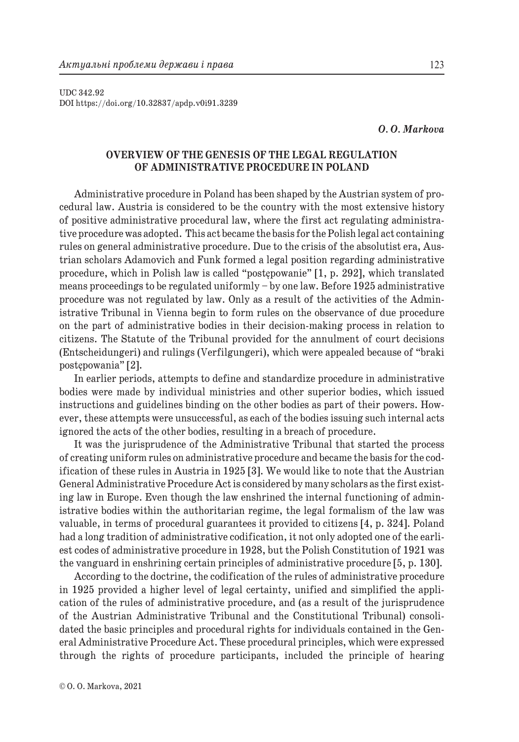UDC 342.92
DOI https://doi.org/10.32837/apdp.v0i91.3239

***O. O. Markova***

# OVERVIEW OF THE GENESIS OF THE LEGAL REGULATION OF ADMINISTRATIVE PROCEDURE IN POLAND

Administrative procedure in Poland has been shaped by the Austrian system of procedural law. Austria is considered to be the country with the most extensive history of positive administrative procedural law, where the first act regulating administrative procedure was adopted. This act became the basis for the Polish legal act containing rules on general administrative procedure. Due to the crisis of the absolutist era, Austrian scholars Adamovich and Funk formed a legal position regarding administrative procedure, which in Polish law is called "postępowanie" [1, p. 292], which translated means proceedings to be regulated uniformly – by one law. Before 1925 administrative procedure was not regulated by law. Only as a result of the activities of the Administrative Tribunal in Vienna begin to form rules on the observance of due procedure on the part of administrative bodies in their decision-making process in relation to citizens. The Statute of the Tribunal provided for the annulment of court decisions (Entscheidungeri) and rulings (Verfilgungeri), which were appealed because of "braki postępowania" [2].

In earlier periods, attempts to define and standardize procedure in administrative bodies were made by individual ministries and other superior bodies, which issued instructions and guidelines binding on the other bodies as part of their powers. However, these attempts were unsuccessful, as each of the bodies issuing such internal acts ignored the acts of the other bodies, resulting in a breach of procedure.

It was the jurisprudence of the Administrative Tribunal that started the process of creating uniform rules on administrative procedure and became the basis for the codification of these rules in Austria in 1925 [3]. We would like to note that the Austrian General Administrative Procedure Act is considered by many scholars as the first existing law in Europe. Even though the law enshrined the internal functioning of administrative bodies within the authoritarian regime, the legal formalism of the law was valuable, in terms of procedural guarantees it provided to citizens [4, p. 324]. Poland had a long tradition of administrative codification, it not only adopted one of the earliest codes of administrative procedure in 1928, but the Polish Constitution of 1921 was the vanguard in enshrining certain principles of administrative procedure [5, p. 130].

According to the doctrine, the codification of the rules of administrative procedure in 1925 provided a higher level of legal certainty, unified and simplified the application of the rules of administrative procedure, and (as a result of the jurisprudence of the Austrian Administrative Tribunal and the Constitutional Tribunal) consolidated the basic principles and procedural rights for individuals contained in the General Administrative Procedure Act. These procedural principles, which were expressed through the rights of procedure participants, included the principle of hearing

© O. O. Markova, 2021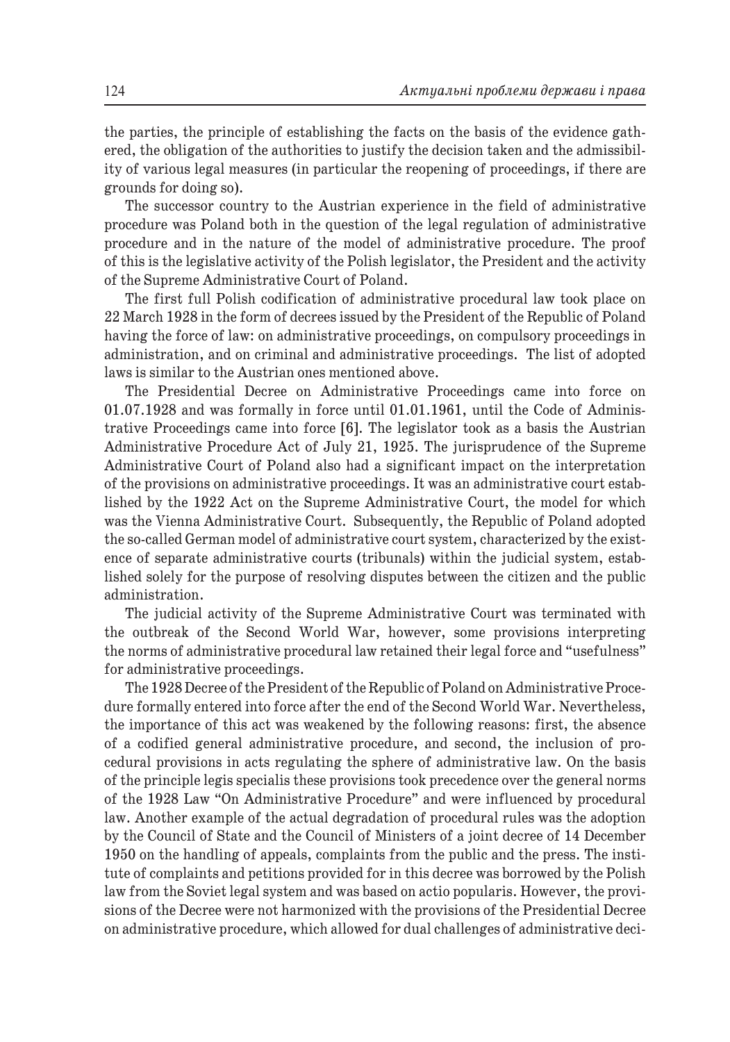the parties, the principle of establishing the facts on the basis of the evidence gathered, the obligation of the authorities to justify the decision taken and the admissibility of various legal measures (in particular the reopening of proceedings, if there are grounds for doing so).

The successor country to the Austrian experience in the field of administrative procedure was Poland both in the question of the legal regulation of administrative procedure and in the nature of the model of administrative procedure. The proof of this is the legislative activity of the Polish legislator, the President and the activity of the Supreme Administrative Court of Poland.

The first full Polish codification of administrative procedural law took place on 22 March 1928 in the form of decrees issued by the President of the Republic of Poland having the force of law: on administrative proceedings, on compulsory proceedings in administration, and on criminal and administrative proceedings. The list of adopted laws is similar to the Austrian ones mentioned above.

The Presidential Decree on Administrative Proceedings came into force on 01.07.1928 and was formally in force until 01.01.1961, until the Code of Administrative Proceedings came into force [6]. The legislator took as a basis the Austrian Administrative Procedure Act of July 21, 1925. The jurisprudence of the Supreme Administrative Court of Poland also had a significant impact on the interpretation of the provisions on administrative proceedings. It was an administrative court established by the 1922 Act on the Supreme Administrative Court, the model for which was the Vienna Administrative Court. Subsequently, the Republic of Poland adopted the so-called German model of administrative court system, characterized by the existence of separate administrative courts (tribunals) within the judicial system, established solely for the purpose of resolving disputes between the citizen and the public administration.

The judicial activity of the Supreme Administrative Court was terminated with the outbreak of the Second World War, however, some provisions interpreting the norms of administrative procedural law retained their legal force and "usefulness" for administrative proceedings.

The 1928 Decree of the President of the Republic of Poland on Administrative Procedure formally entered into force after the end of the Second World War. Nevertheless, the importance of this act was weakened by the following reasons: first, the absence of a codified general administrative procedure, and second, the inclusion of procedural provisions in acts regulating the sphere of administrative law. On the basis of the principle legis specialis these provisions took precedence over the general norms of the 1928 Law "On Administrative Procedure" and were influenced by procedural law. Another example of the actual degradation of procedural rules was the adoption by the Council of State and the Council of Ministers of a joint decree of 14 December 1950 on the handling of appeals, complaints from the public and the press. The institute of complaints and petitions provided for in this decree was borrowed by the Polish law from the Soviet legal system and was based on actio popularis. However, the provisions of the Decree were not harmonized with the provisions of the Presidential Decree on administrative procedure, which allowed for dual challenges of administrative deci-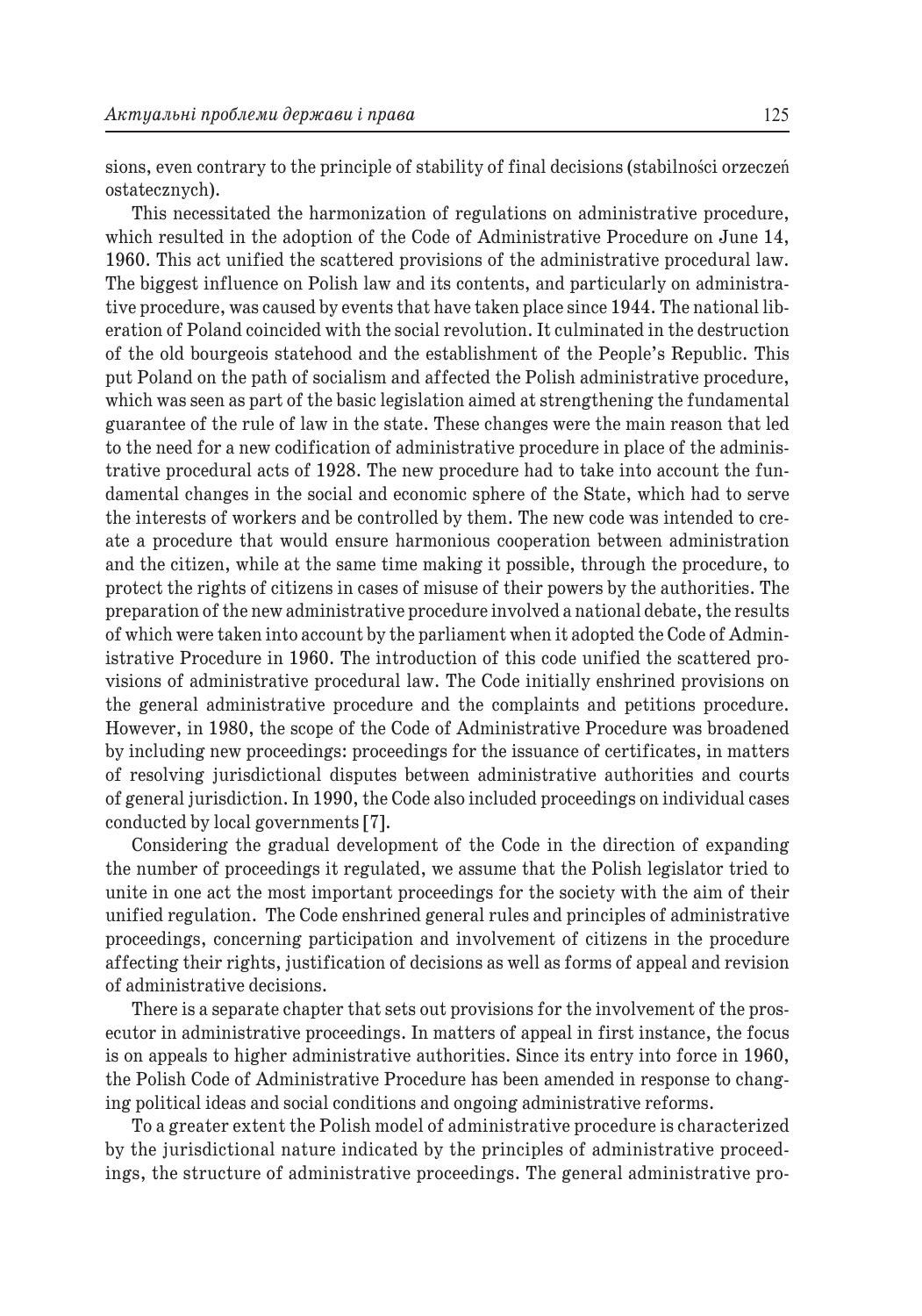sions, even contrary to the principle of stability of final decisions (stabilności orzeczeń ostatecznych).

This necessitated the harmonization of regulations on administrative procedure, which resulted in the adoption of the Code of Administrative Procedure on June 14, 1960. This act unified the scattered provisions of the administrative procedural law. The biggest influence on Polish law and its contents, and particularly on administrative procedure, was caused by events that have taken place since 1944. The national liberation of Poland coincided with the social revolution. It culminated in the destruction of the old bourgeois statehood and the establishment of the People's Republic. This put Poland on the path of socialism and affected the Polish administrative procedure, which was seen as part of the basic legislation aimed at strengthening the fundamental guarantee of the rule of law in the state. These changes were the main reason that led to the need for a new codification of administrative procedure in place of the administrative procedural acts of 1928. The new procedure had to take into account the fundamental changes in the social and economic sphere of the State, which had to serve the interests of workers and be controlled by them. The new code was intended to create a procedure that would ensure harmonious cooperation between administration and the citizen, while at the same time making it possible, through the procedure, to protect the rights of citizens in cases of misuse of their powers by the authorities. The preparation of the new administrative procedure involved a national debate, the results of which were taken into account by the parliament when it adopted the Code of Administrative Procedure in 1960. The introduction of this code unified the scattered provisions of administrative procedural law. The Code initially enshrined provisions on the general administrative procedure and the complaints and petitions procedure. However, in 1980, the scope of the Code of Administrative Procedure was broadened by including new proceedings: proceedings for the issuance of certificates, in matters of resolving jurisdictional disputes between administrative authorities and courts of general jurisdiction. In 1990, the Code also included proceedings on individual cases conducted by local governments [7].

Considering the gradual development of the Code in the direction of expanding the number of proceedings it regulated, we assume that the Polish legislator tried to unite in one act the most important proceedings for the society with the aim of their unified regulation. The Code enshrined general rules and principles of administrative proceedings, concerning participation and involvement of citizens in the procedure affecting their rights, justification of decisions as well as forms of appeal and revision of administrative decisions.

There is a separate chapter that sets out provisions for the involvement of the prosecutor in administrative proceedings. In matters of appeal in first instance, the focus is on appeals to higher administrative authorities. Since its entry into force in 1960, the Polish Code of Administrative Procedure has been amended in response to changing political ideas and social conditions and ongoing administrative reforms.

To a greater extent the Polish model of administrative procedure is characterized by the jurisdictional nature indicated by the principles of administrative proceedings, the structure of administrative proceedings. The general administrative pro-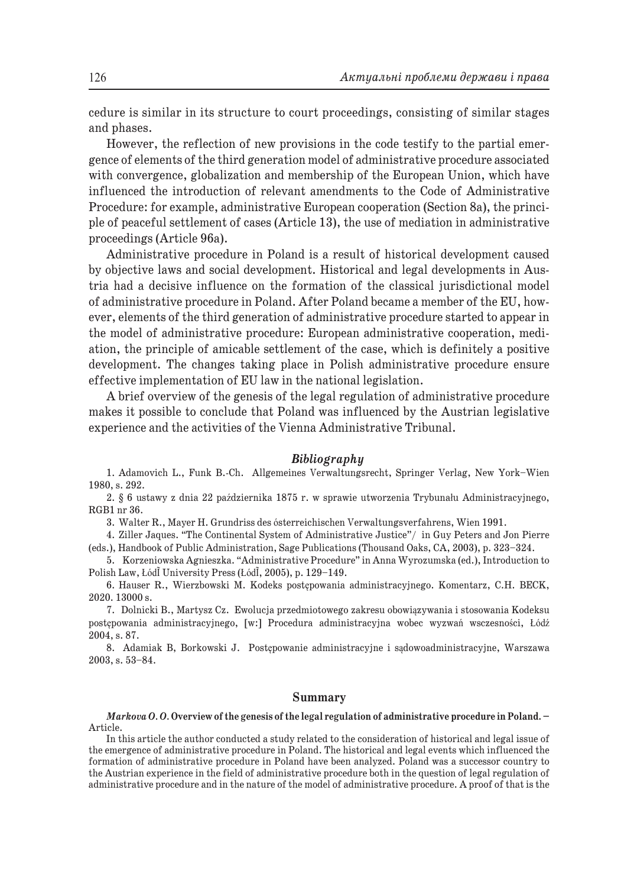cedure is similar in its structure to court proceedings, consisting of similar stages and phases.

However, the reflection of new provisions in the code testify to the partial emergence of elements of the third generation model of administrative procedure associated with convergence, globalization and membership of the European Union, which have influenced the introduction of relevant amendments to the Code of Administrative Procedure: for example, administrative European cooperation (Section 8a), the principle of peaceful settlement of cases (Article 13), the use of mediation in administrative proceedings (Article 96a).

Administrative procedure in Poland is a result of historical development caused by objective laws and social development. Historical and legal developments in Austria had a decisive influence on the formation of the classical jurisdictional model of administrative procedure in Poland. After Poland became a member of the EU, however, elements of the third generation of administrative procedure started to appear in the model of administrative procedure: European administrative cooperation, mediation, the principle of amicable settlement of the case, which is definitely a positive development. The changes taking place in Polish administrative procedure ensure effective implementation of EU law in the national legislation.

A brief overview of the genesis of the legal regulation of administrative procedure makes it possible to conclude that Poland was influenced by the Austrian legislative experience and the activities of the Vienna Administrative Tribunal.

### *Bibliography*

1. Adamovich L., Funk B.-Ch. Allgemeines Verwaltungsrecht, Springer Verlag, New York–Wien 1980, s. 292.

2. § 6 ustawy z dnia 22 października 1875 r. w sprawie utworzenia Trybunału Administracyjnego, RGB1 nr 36.

3. Walter R., Mayer H. Grundriss des ósterreichischen Verwaltungsverfahrens, Wien 1991.

4. Ziller Jaques. "The Continental System of Administrative Justice"/ in Guy Peters and Jon Pierre (eds.), Handbook of Public Administration, Sage Publications (Thousand Oaks, CA, 2003), p. 323–324.

5. Korzeniowska Agnieszka. "Administrative Procedure" in Anna Wyrozumska (ed.), Introduction to Polish Law, ŁódĬ University Press (ŁódĬ, 2005), p. 129–149.

6. Hauser R., Wierzbowski M. Kodeks postępowania administracyjnego. Komentarz, C.H. BECK, 2020. 13000 s.

7. Dolnicki B., Martysz Cz. Ewolucja przedmiotowego zakresu obowiązywania i stosowania Kodeksu postępowania administracyjnego, [w:] Procedura administracyjna wobec wyzwań wsczesności, Łódź 2004, s. 87.

8. Adamiak B, Borkowski J. Postępowanie administracyjne i sądowoadministracyjne, Warszawa 2003, s. 53–84.

### Summary

***Markova O. O.* Overview of the genesis of the legal regulation of administrative procedure in Poland. –** Article.

In this article the author conducted a study related to the consideration of historical and legal issue of the emergence of administrative procedure in Poland. The historical and legal events which influenced the formation of administrative procedure in Poland have been analyzed. Poland was a successor country to the Austrian experience in the field of administrative procedure both in the question of legal regulation of administrative procedure and in the nature of the model of administrative procedure. A proof of that is the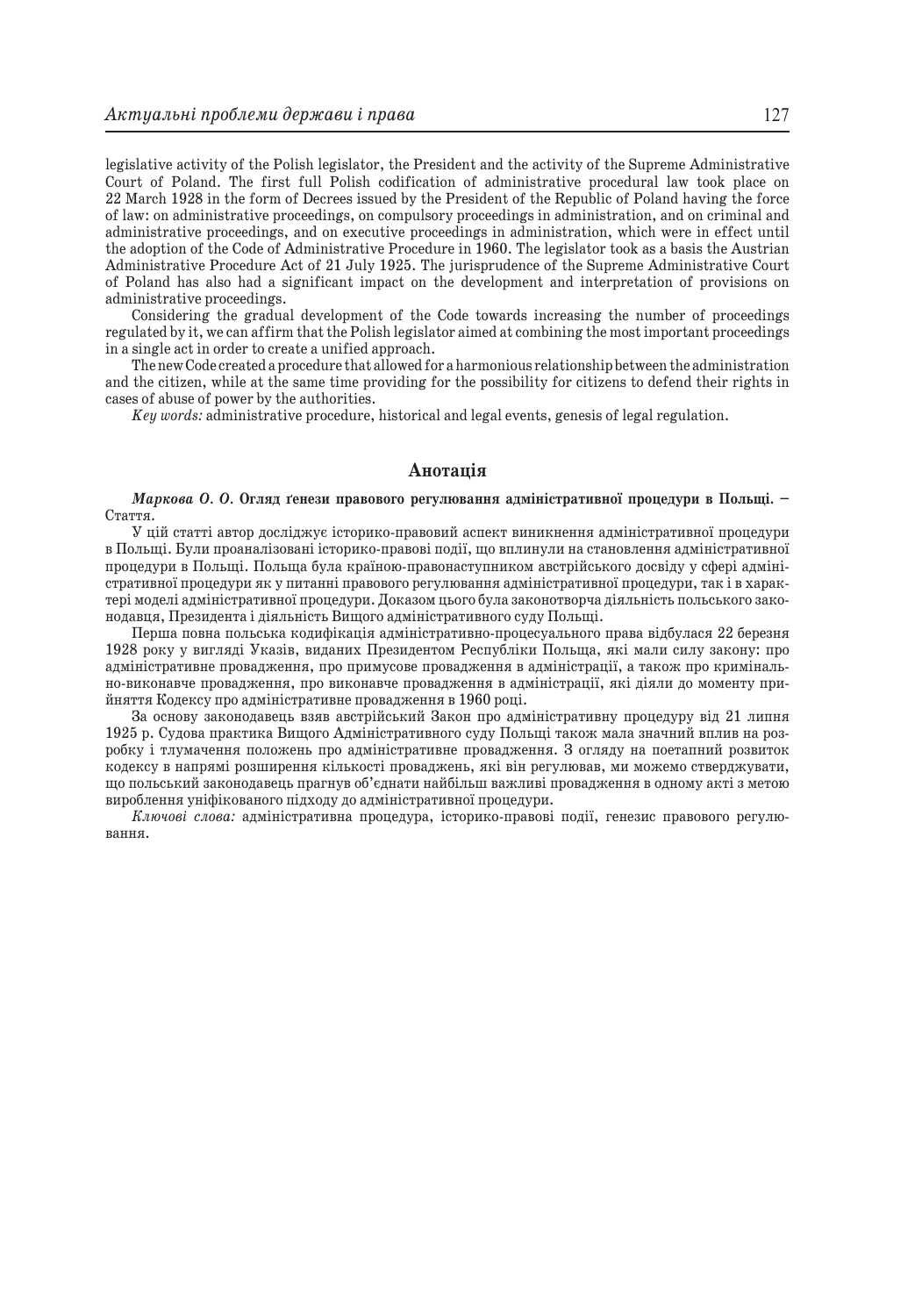legislative activity of the Polish legislator, the President and the activity of the Supreme Administrative Court of Poland. The first full Polish codification of administrative procedural law took place on 22 March 1928 in the form of Decrees issued by the President of the Republic of Poland having the force of law: on administrative proceedings, on compulsory proceedings in administration, and on criminal and administrative proceedings, and on executive proceedings in administration, which were in effect until the adoption of the Code of Administrative Procedure in 1960. The legislator took as a basis the Austrian Administrative Procedure Act of 21 July 1925. The jurisprudence of the Supreme Administrative Court of Poland has also had a significant impact on the development and interpretation of provisions on administrative proceedings.

Considering the gradual development of the Code towards increasing the number of proceedings regulated by it, we can affirm that the Polish legislator aimed at combining the most important proceedings in a single act in order to create a unified approach.

The new Code created a procedure that allowed for a harmonious relationship between the administration and the citizen, while at the same time providing for the possibility for citizens to defend their rights in cases of abuse of power by the authorities.

*Key words:* administrative procedure, historical and legal events, genesis of legal regulation.

## Анотація

***Маркова О. О.* Огляд ґенези правового регулювання адміністративної процедури в Польщі.** – Стаття.

У цій статті автор досліджує історико-правовий аспект виникнення адміністративної процедури в Польщі. Були проаналізовані історико-правові події, що вплинули на становлення адміністративної процедури в Польщі. Польща була країною-правонаступником австрійського досвіду у сфері адміністративної процедури як у питанні правового регулювання адміністративної процедури, так і в характері моделі адміністративної процедури. Доказом цього була законотворча діяльність польського законодавця, Президента і діяльність Вищого адміністративного суду Польщі.

Перша повна польська кодифікація адміністративно-процесуального права відбулася 22 березня 1928 року у вигляді Указів, виданих Президентом Республіки Польща, які мали силу закону: про адміністративне провадження, про примусове провадження в адміністрації, а також про кримінально-виконавче провадження, про виконавче провадження в адміністрації, які діяли до моменту прийняття Кодексу про адміністративне провадження в 1960 році.

За основу законодавець взяв австрійський Закон про адміністративну процедуру від 21 липня 1925 р. Судова практика Вищого Адміністративного суду Польщі також мала значний вплив на розробку і тлумачення положень про адміністративне провадження. З огляду на поетапний розвиток кодексу в напрямі розширення кількості проваджень, які він регулював, ми можемо стверджувати, що польський законодавець прагнув об'єднати найбільш важливі провадження в одному акті з метою вироблення уніфікованого підходу до адміністративної процедури.

*Ключові слова:* адміністративна процедура, історико-правові події, генезис правового регулювання.